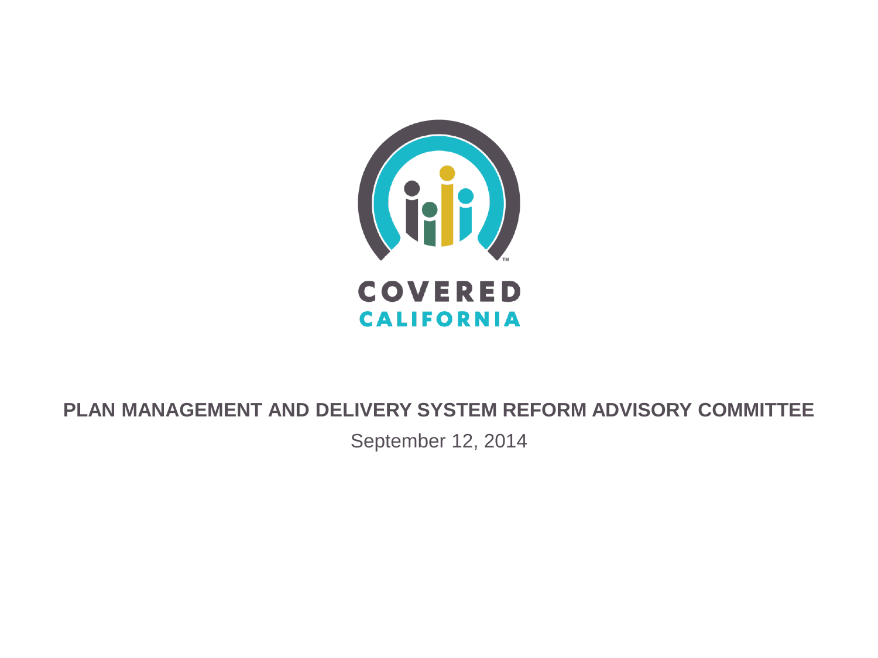COVERED CALIFORNIA

# PLAN MANAGEMENT AND DELIVERY SYSTEM REFORM ADVISORY COMMITTEE

September 12, 2014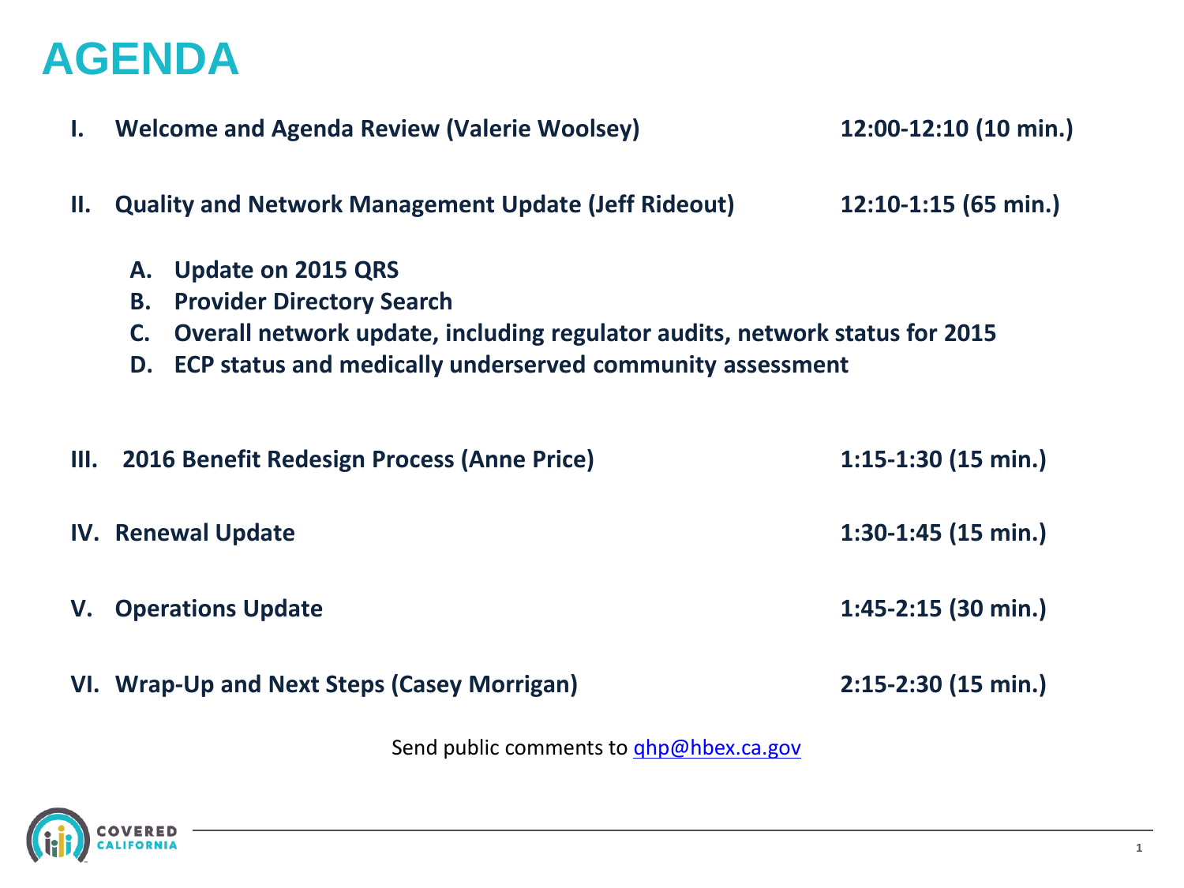# AGENDA

**I. Welcome and Agenda Review (Valerie Woolsey)** — **12:00-12:10 (10 min.)**

**II. Quality and Network Management Update (Jeff Rideout)** — **12:10-1:15 (65 min.)**

- **A. Update on 2015 QRS**
- **B. Provider Directory Search**
- **C. Overall network update, including regulator audits, network status for 2015**
- **D. ECP status and medically underserved community assessment**

**III. 2016 Benefit Redesign Process (Anne Price)** — **1:15-1:30 (15 min.)**

**IV. Renewal Update** — **1:30-1:45 (15 min.)**

**V. Operations Update** — **1:45-2:15 (30 min.)**

**VI. Wrap-Up and Next Steps (Casey Morrigan)** — **2:15-2:30 (15 min.)**

Send public comments to qhp@hbex.ca.gov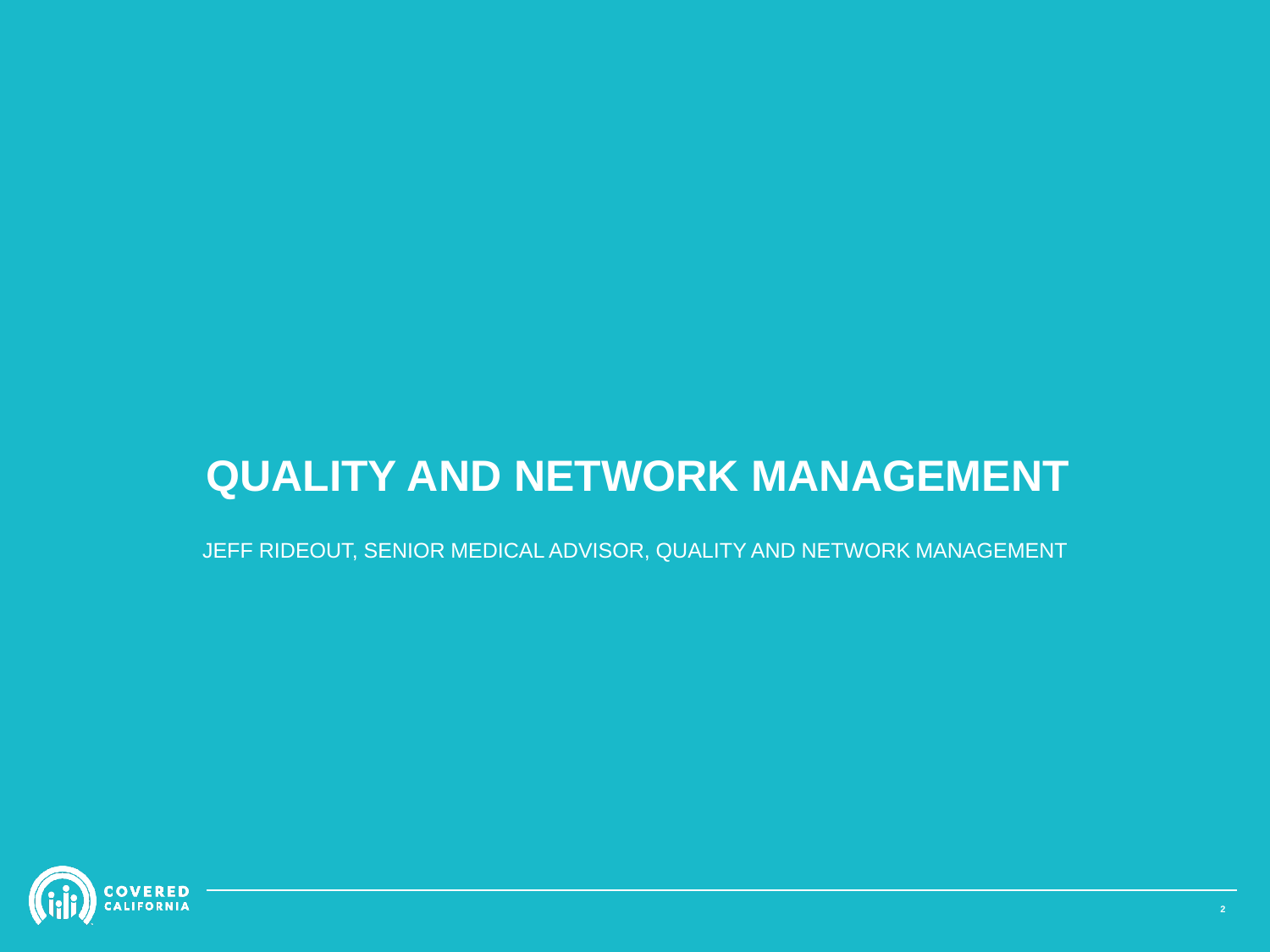# QUALITY AND NETWORK MANAGEMENT

JEFF RIDEOUT, SENIOR MEDICAL ADVISOR, QUALITY AND NETWORK MANAGEMENT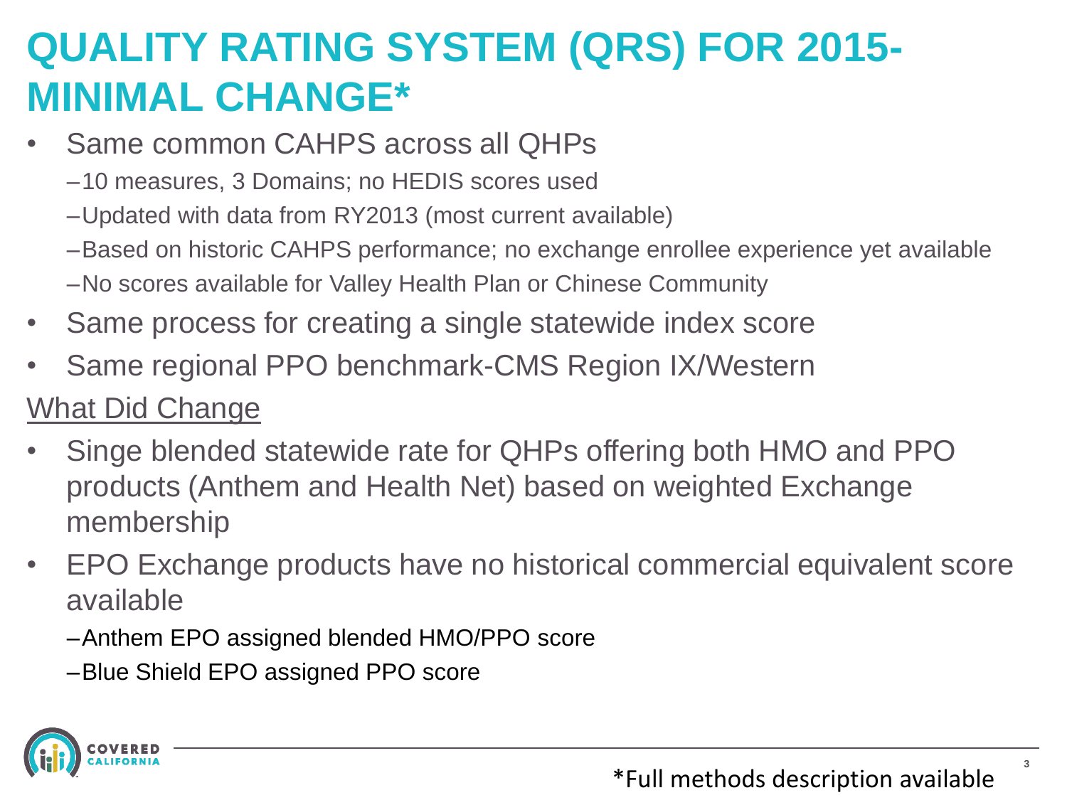# QUALITY RATING SYSTEM (QRS) FOR 2015-MINIMAL CHANGE*

- Same common CAHPS across all QHPs
  - 10 measures, 3 Domains; no HEDIS scores used
  - Updated with data from RY2013 (most current available)
  - Based on historic CAHPS performance; no exchange enrollee experience yet available
  - No scores available for Valley Health Plan or Chinese Community
- Same process for creating a single statewide index score
- Same regional PPO benchmark-CMS Region IX/Western

<u>What Did Change</u>

- Singe blended statewide rate for QHPs offering both HMO and PPO products (Anthem and Health Net) based on weighted Exchange membership
- EPO Exchange products have no historical commercial equivalent score available
  - Anthem EPO assigned blended HMO/PPO score
  - Blue Shield EPO assigned PPO score

*Full methods description available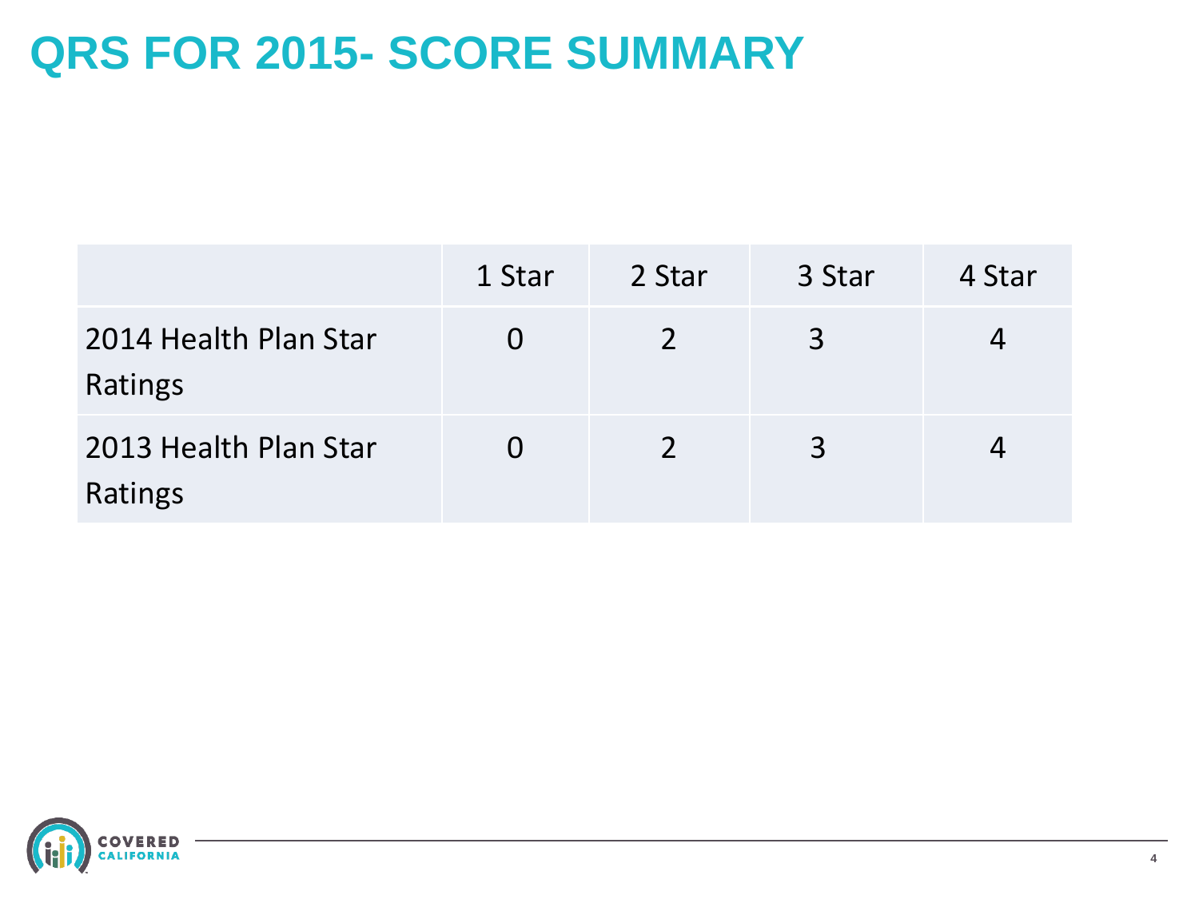# QRS FOR 2015- SCORE SUMMARY

| | 1 Star | 2 Star | 3 Star | 4 Star |
|---|---|---|---|---|
| 2014 Health Plan Star Ratings | 0 | 2 | 3 | 4 |
| 2013 Health Plan Star Ratings | 0 | 2 | 3 | 4 |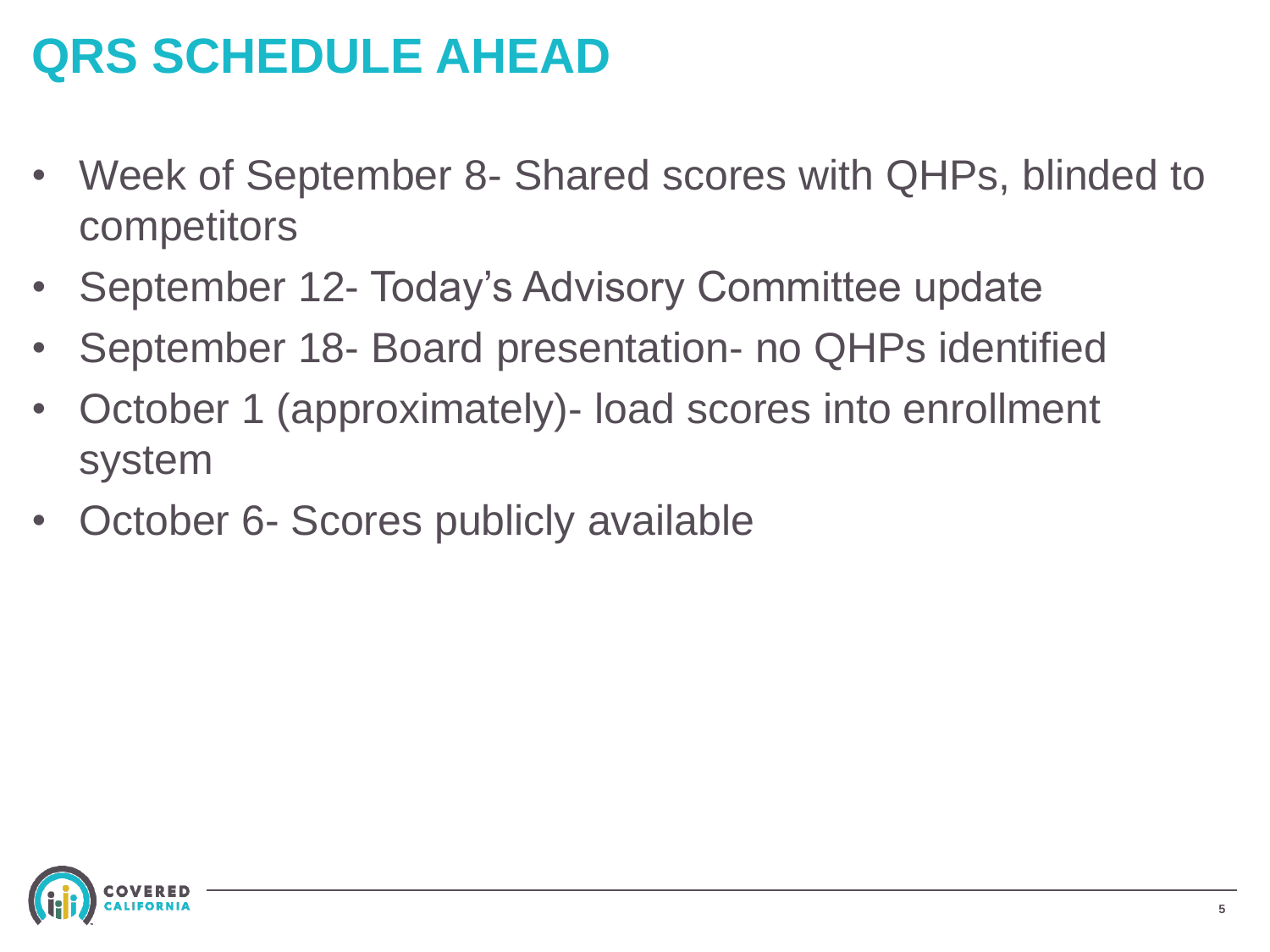# QRS SCHEDULE AHEAD

- Week of September 8- Shared scores with QHPs, blinded to competitors
- September 12- Today's Advisory Committee update
- September 18- Board presentation- no QHPs identified
- October 1 (approximately)- load scores into enrollment system
- October 6- Scores publicly available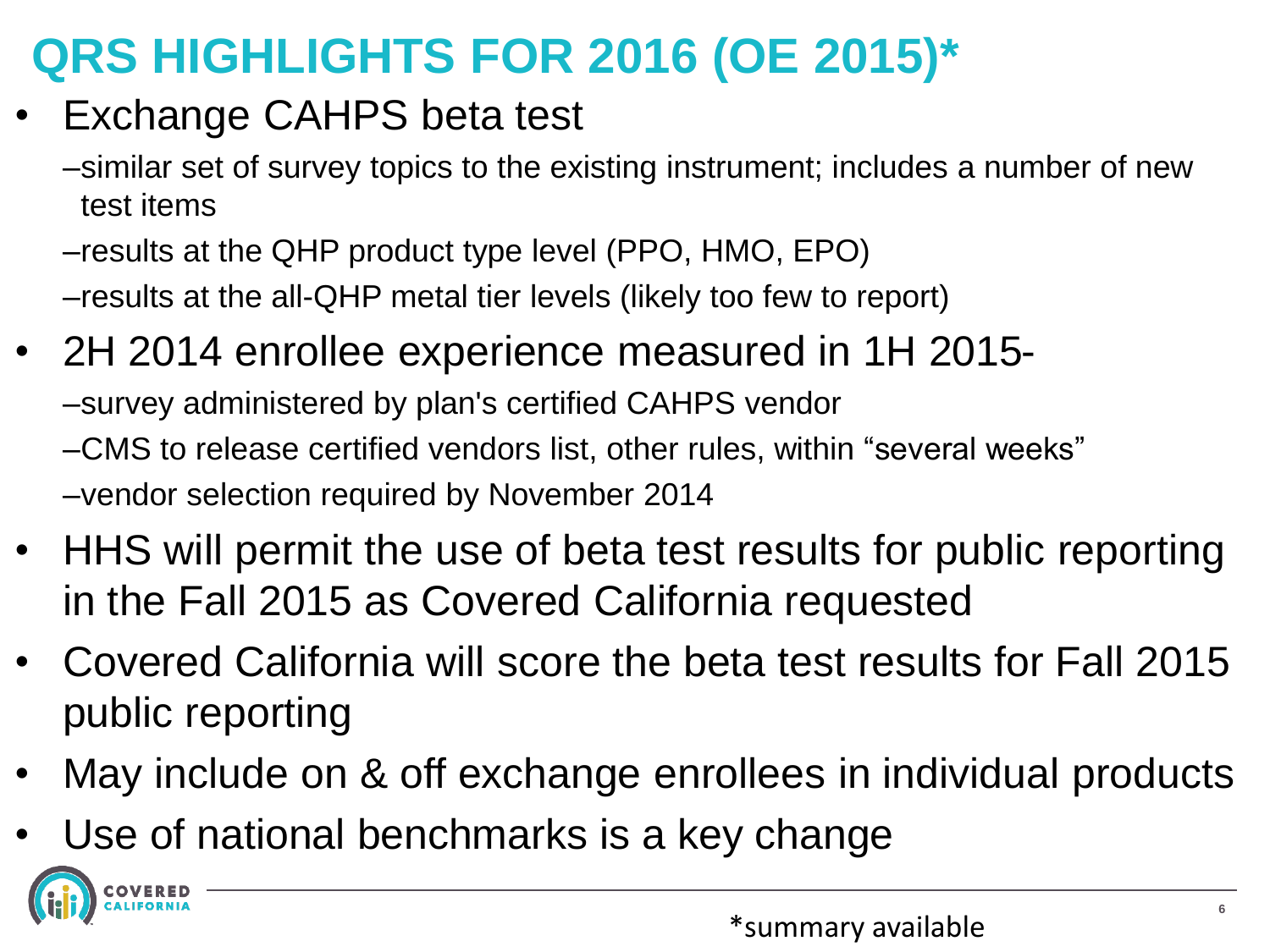# QRS HIGHLIGHTS FOR 2016 (OE 2015)*

- Exchange CAHPS beta test
  - –similar set of survey topics to the existing instrument; includes a number of new test items
  - –results at the QHP product type level (PPO, HMO, EPO)
  - –results at the all-QHP metal tier levels (likely too few to report)
- 2H 2014 enrollee experience measured in 1H 2015-
  - –survey administered by plan's certified CAHPS vendor
  - –CMS to release certified vendors list, other rules, within "several weeks"
  - –vendor selection required by November 2014
- HHS will permit the use of beta test results for public reporting in the Fall 2015 as Covered California requested
- Covered California will score the beta test results for Fall 2015 public reporting
- May include on & off exchange enrollees in individual products
- Use of national benchmarks is a key change

*summary available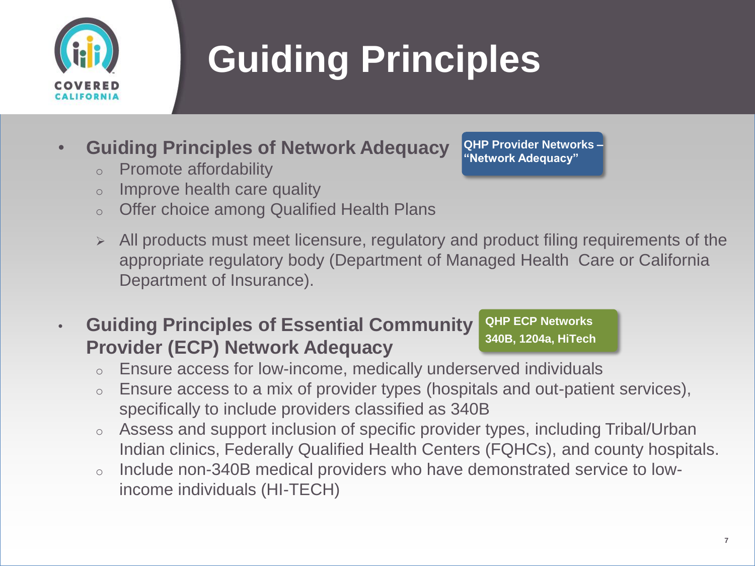# Guiding Principles

- **Guiding Principles of Network Adequacy**
  - Promote affordability
  - Improve health care quality
  - Offer choice among Qualified Health Plans

**QHP Provider Networks – "Network Adequacy"**

- All products must meet licensure, regulatory and product filing requirements of the appropriate regulatory body (Department of Managed Health Care or California Department of Insurance).

- **Guiding Principles of Essential Community Provider (ECP) Network Adequacy**
  - Ensure access for low-income, medically underserved individuals
  - Ensure access to a mix of provider types (hospitals and out-patient services), specifically to include providers classified as 340B
  - Assess and support inclusion of specific provider types, including Tribal/Urban Indian clinics, Federally Qualified Health Centers (FQHCs), and county hospitals.
  - Include non-340B medical providers who have demonstrated service to low-income individuals (HI-TECH)

**QHP ECP Networks 340B, 1204a, HiTech**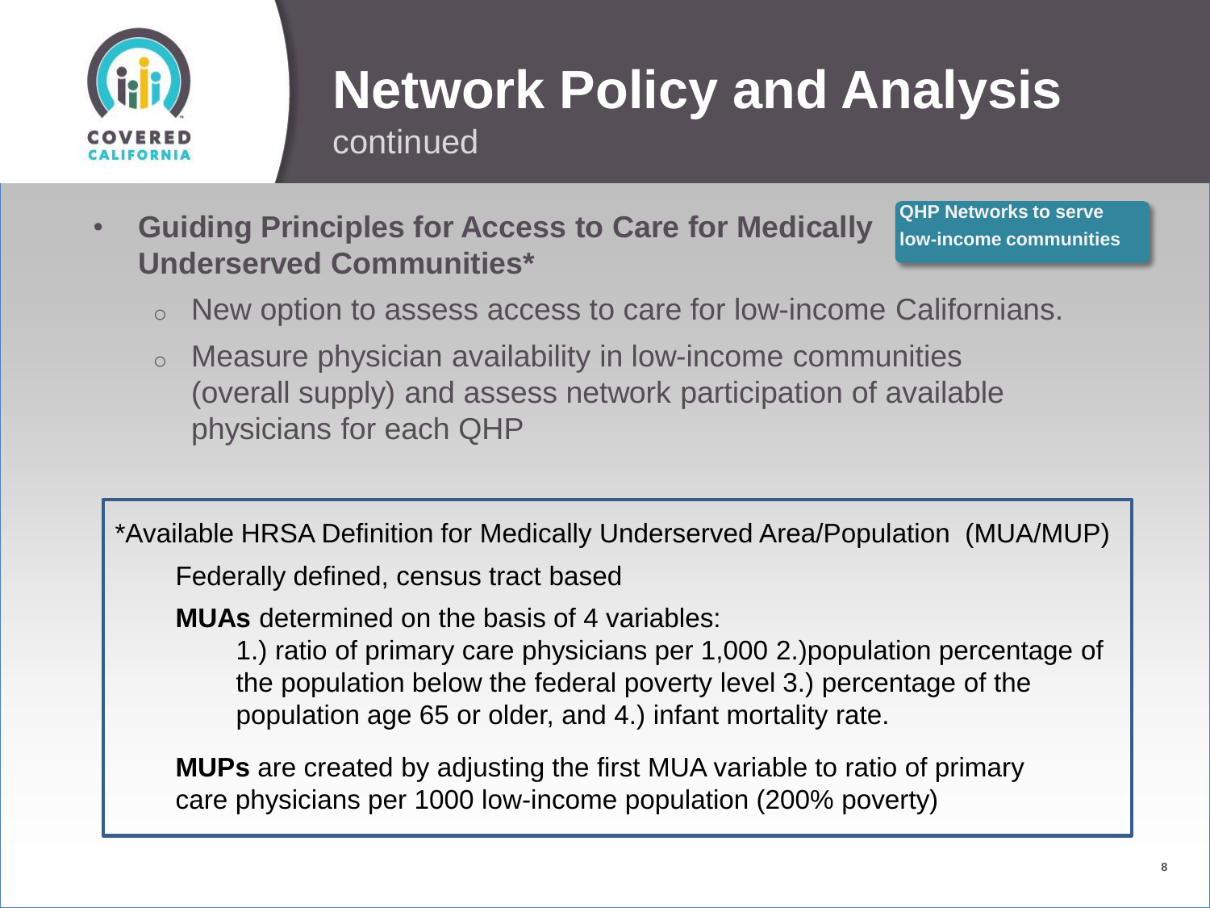# Network Policy and Analysis

continued

- **Guiding Principles for Access to Care for Medically Underserved Communities***

  **QHP Networks to serve low-income communities**

  - New option to assess access to care for low-income Californians.
  - Measure physician availability in low-income communities (overall supply) and assess network participation of available physicians for each QHP

*Available HRSA Definition for Medically Underserved Area/Population (MUA/MUP)

Federally defined, census tract based

**MUAs** determined on the basis of 4 variables:

1.) ratio of primary care physicians per 1,000 2.)population percentage of the population below the federal poverty level 3.) percentage of the population age 65 or older, and 4.) infant mortality rate.

**MUPs** are created by adjusting the first MUA variable to ratio of primary care physicians per 1000 low-income population (200% poverty)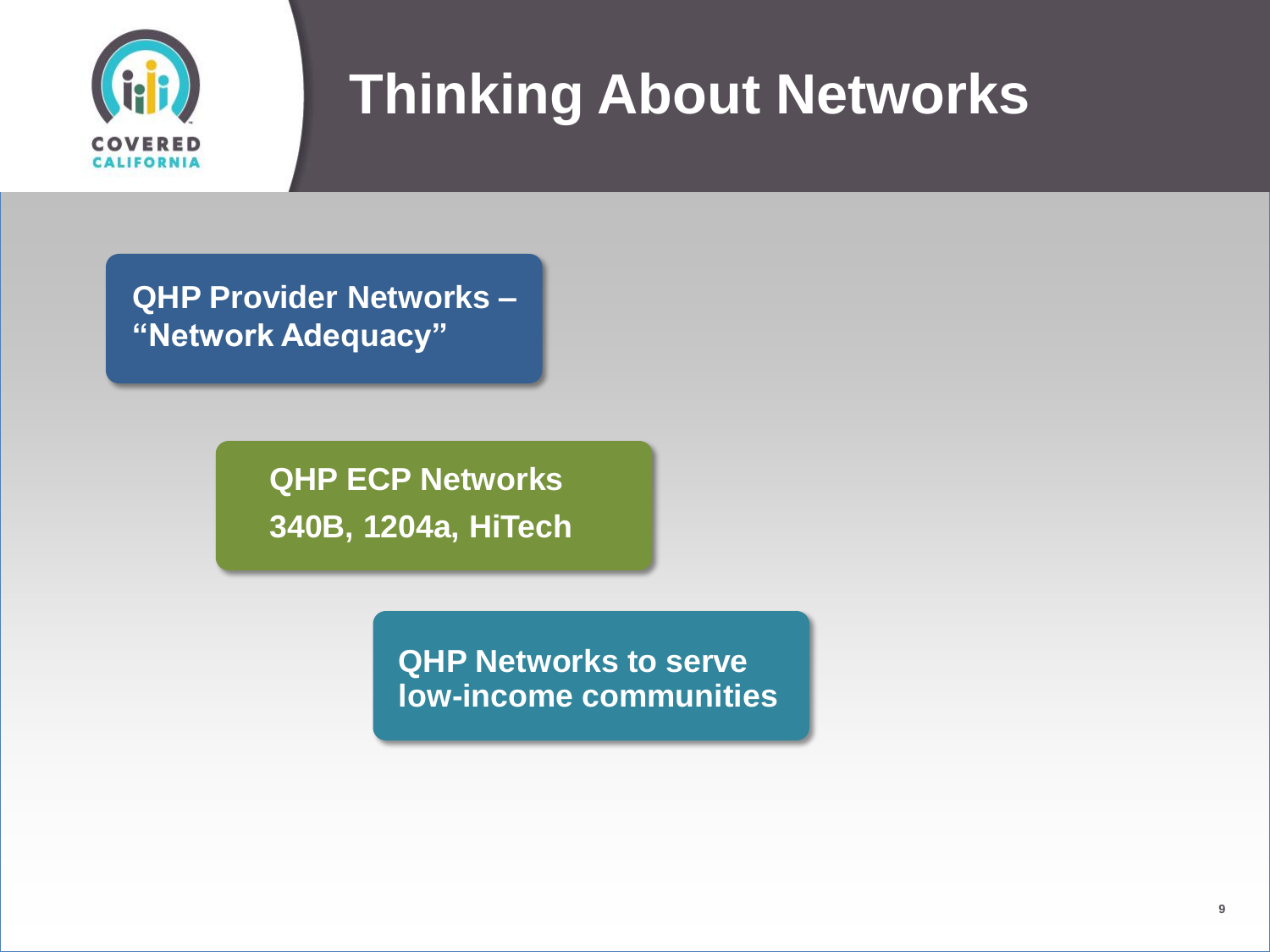# Thinking About Networks

**QHP Provider Networks – "Network Adequacy"**

**QHP ECP Networks**
**340B, 1204a, HiTech**

**QHP Networks to serve low-income communities**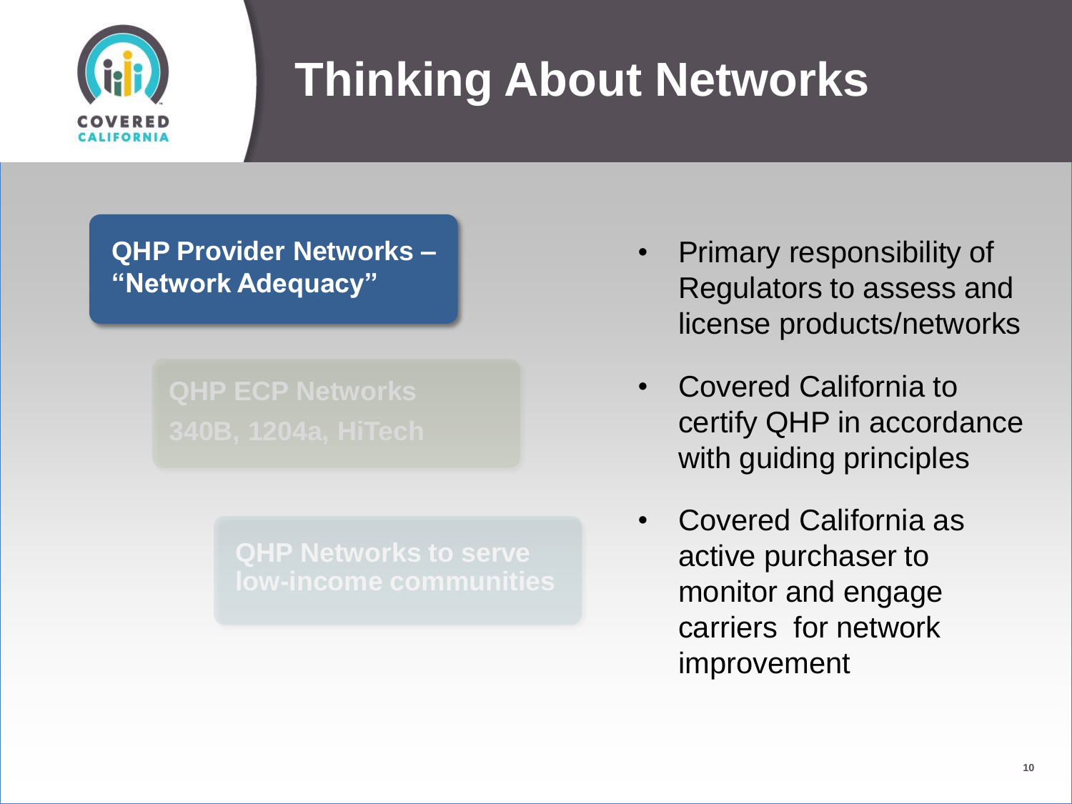# Thinking About Networks

**QHP Provider Networks – "Network Adequacy"**

**QHP ECP Networks 340B, 1204a, HiTech**

**QHP Networks to serve low-income communities**

- Primary responsibility of Regulators to assess and license products/networks
- Covered California to certify QHP in accordance with guiding principles
- Covered California as active purchaser to monitor and engage carriers for network improvement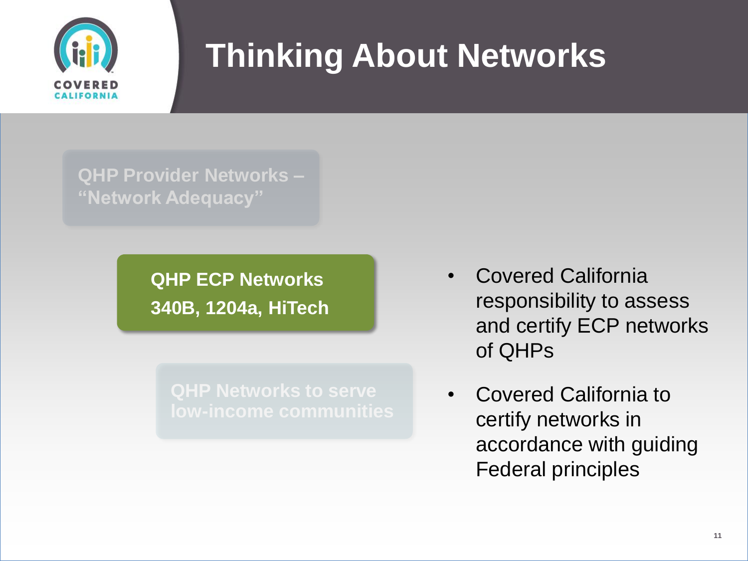# Thinking About Networks

**QHP Provider Networks – "Network Adequacy"**

**QHP ECP Networks**
**340B, 1204a, HiTech**

**QHP Networks to serve low-income communities**

- Covered California responsibility to assess and certify ECP networks of QHPs
- Covered California to certify networks in accordance with guiding Federal principles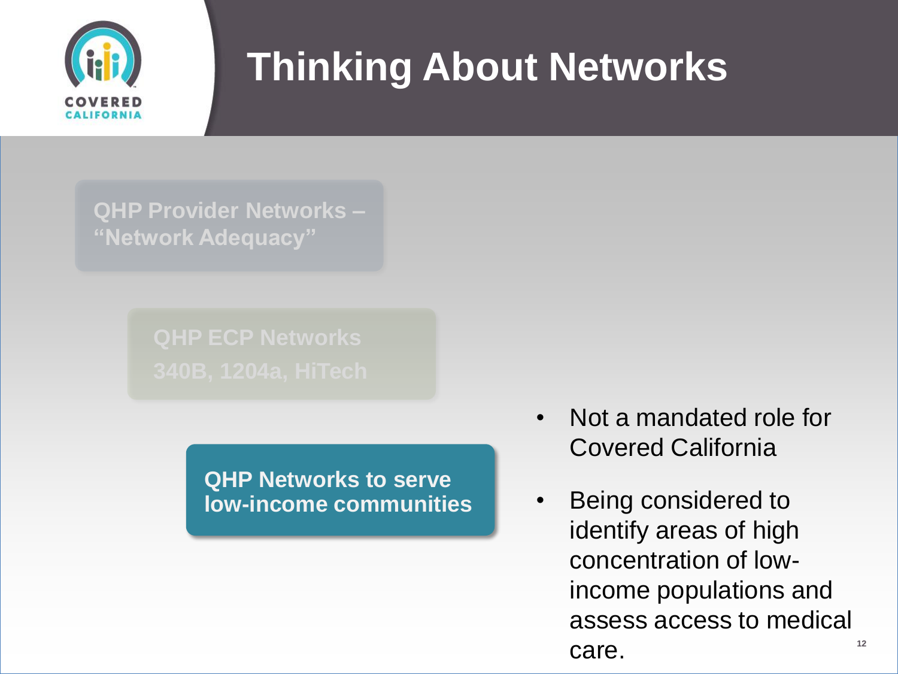# Thinking About Networks

**QHP Provider Networks – "Network Adequacy"**

**QHP ECP Networks 340B, 1204a, HiTech**

**QHP Networks to serve low-income communities**

- Not a mandated role for Covered California
- Being considered to identify areas of high concentration of low-income populations and assess access to medical care.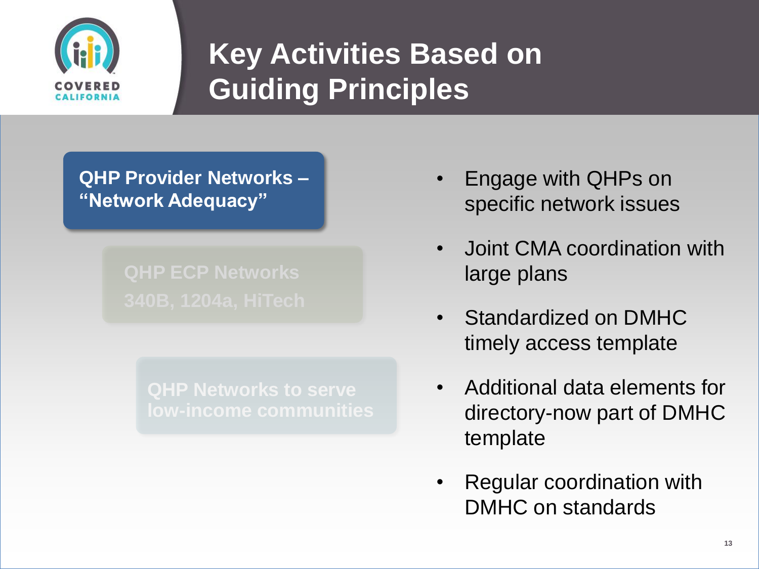# Key Activities Based on Guiding Principles

**QHP Provider Networks – "Network Adequacy"**

**QHP ECP Networks 340B, 1204a, HiTech**

**QHP Networks to serve low-income communities**

- Engage with QHPs on specific network issues
- Joint CMA coordination with large plans
- Standardized on DMHC timely access template
- Additional data elements for directory-now part of DMHC template
- Regular coordination with DMHC on standards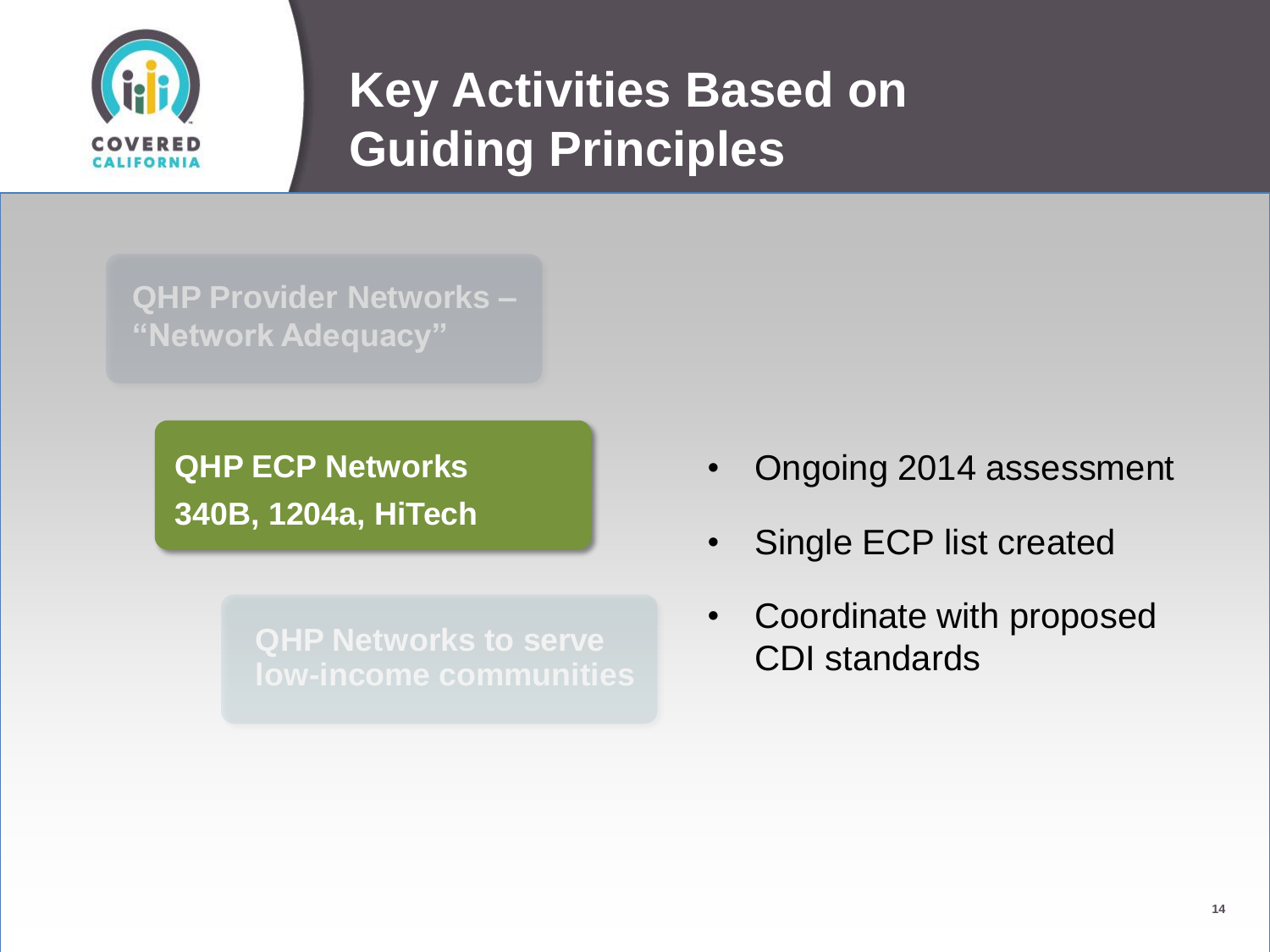# Key Activities Based on Guiding Principles

**QHP Provider Networks – "Network Adequacy"**

**QHP ECP Networks**
**340B, 1204a, HiTech**

- Ongoing 2014 assessment
- Single ECP list created
- Coordinate with proposed CDI standards

**QHP Networks to serve low-income communities**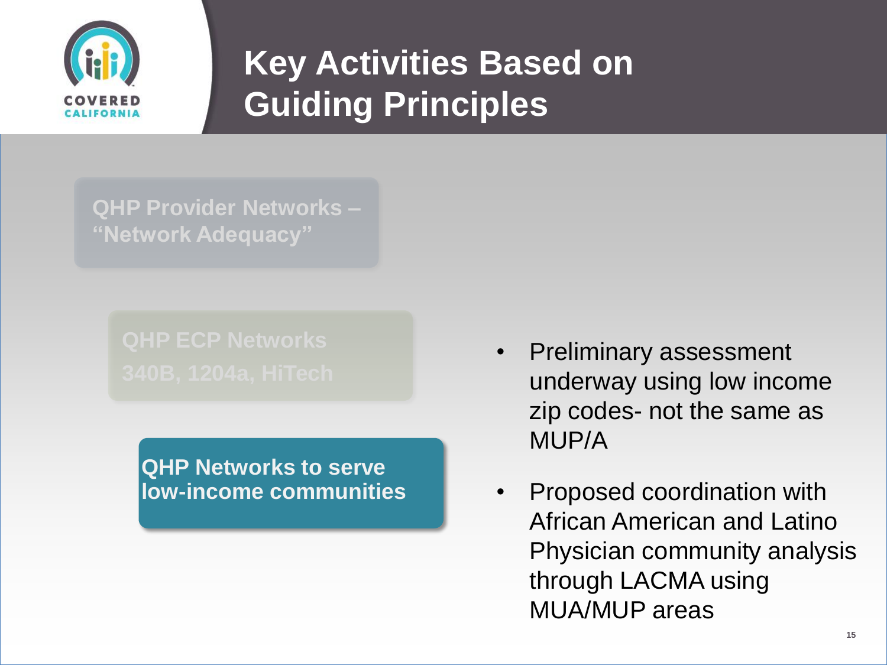# Key Activities Based on Guiding Principles

**QHP Provider Networks – "Network Adequacy"**

**QHP ECP Networks 340B, 1204a, HiTech**

**QHP Networks to serve low-income communities**

- Preliminary assessment underway using low income zip codes- not the same as MUP/A
- Proposed coordination with African American and Latino Physician community analysis through LACMA using MUA/MUP areas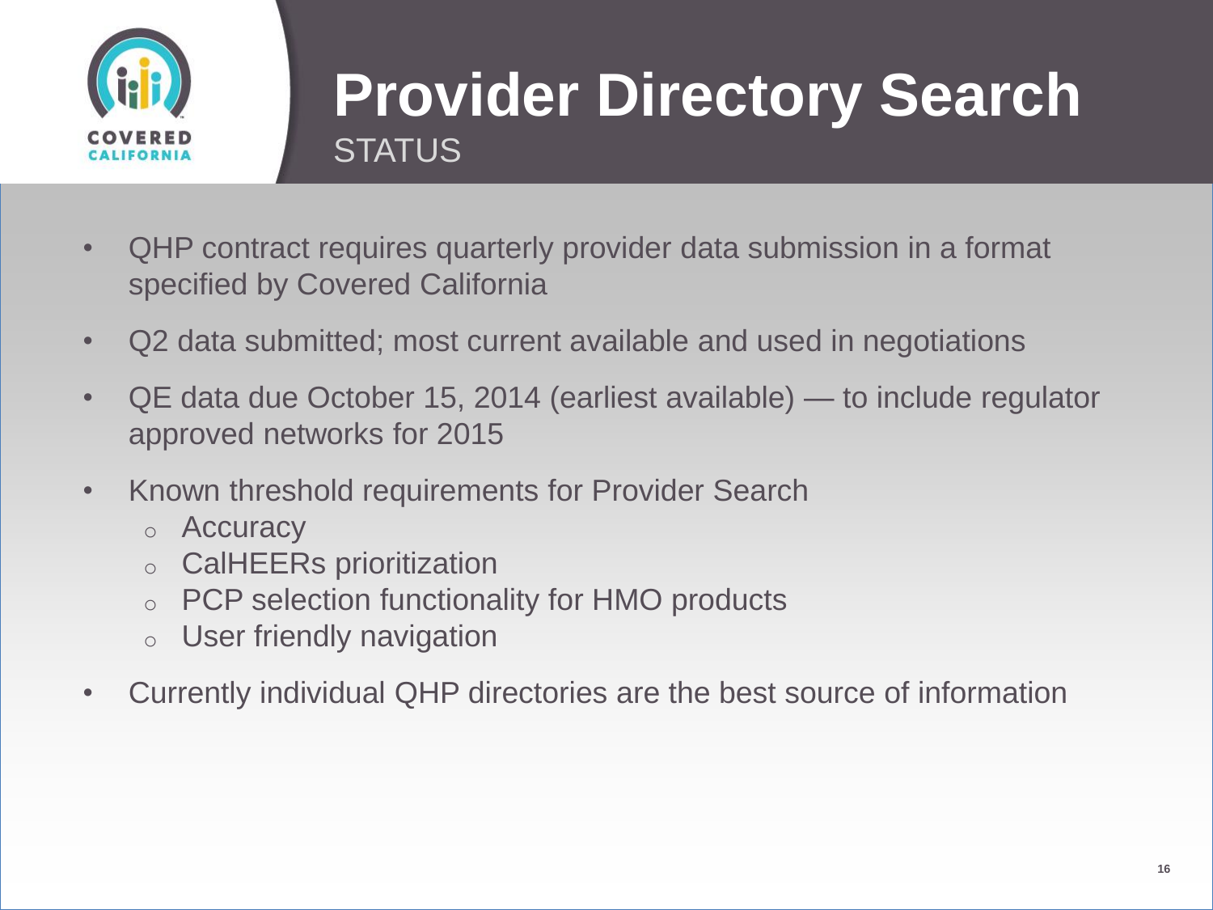# Provider Directory Search

## STATUS

- QHP contract requires quarterly provider data submission in a format specified by Covered California
- Q2 data submitted; most current available and used in negotiations
- QE data due October 15, 2014 (earliest available) — to include regulator approved networks for 2015
- Known threshold requirements for Provider Search
  - Accuracy
  - CalHEERs prioritization
  - PCP selection functionality for HMO products
  - User friendly navigation
- Currently individual QHP directories are the best source of information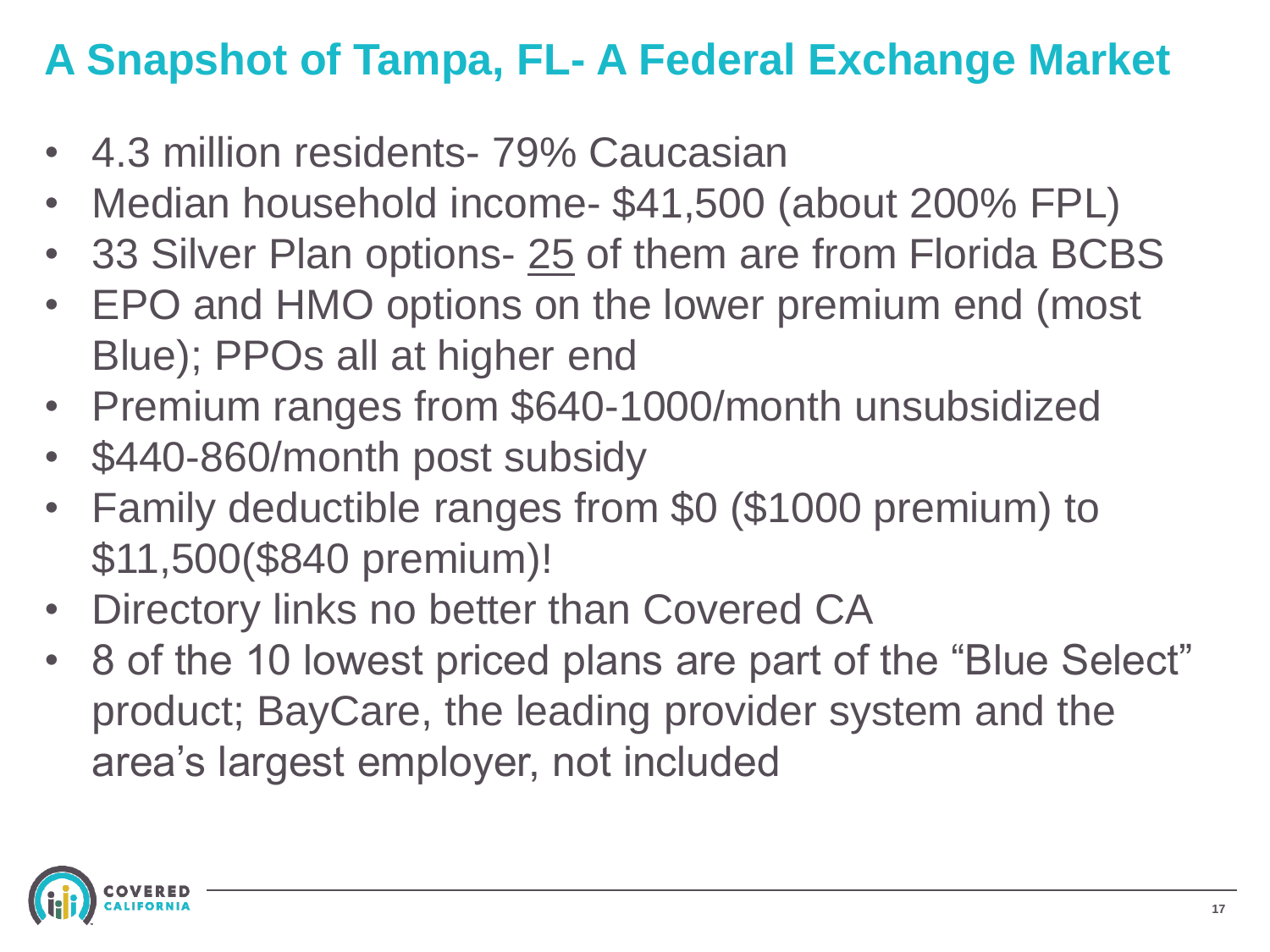# A Snapshot of Tampa, FL- A Federal Exchange Market

- 4.3 million residents- 79% Caucasian
- Median household income- $41,500 (about 200% FPL)
- 33 Silver Plan options- <u>25</u> of them are from Florida BCBS
- EPO and HMO options on the lower premium end (most Blue); PPOs all at higher end
- Premium ranges from $640-1000/month unsubsidized
- $440-860/month post subsidy
- Family deductible ranges from $0 ($1000 premium) to $11,500($840 premium)!
- Directory links no better than Covered CA
- 8 of the 10 lowest priced plans are part of the "Blue Select" product; BayCare, the leading provider system and the area's largest employer, not included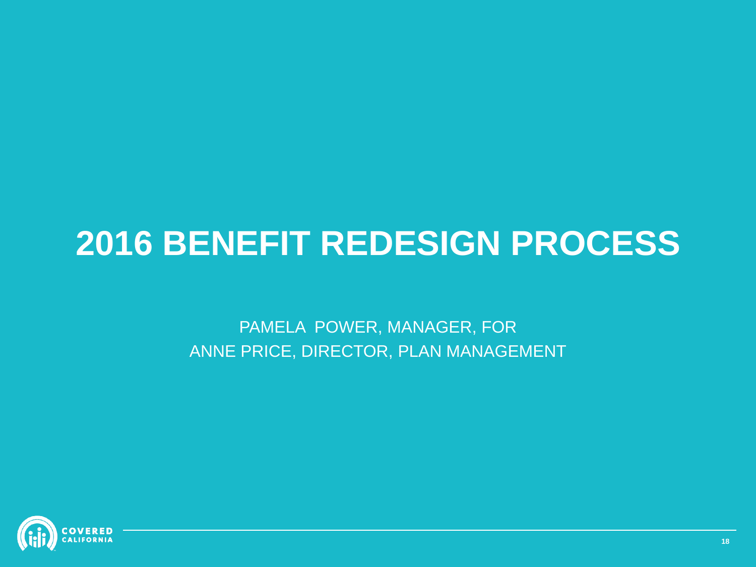# 2016 BENEFIT REDESIGN PROCESS

PAMELA POWER, MANAGER, FOR
ANNE PRICE, DIRECTOR, PLAN MANAGEMENT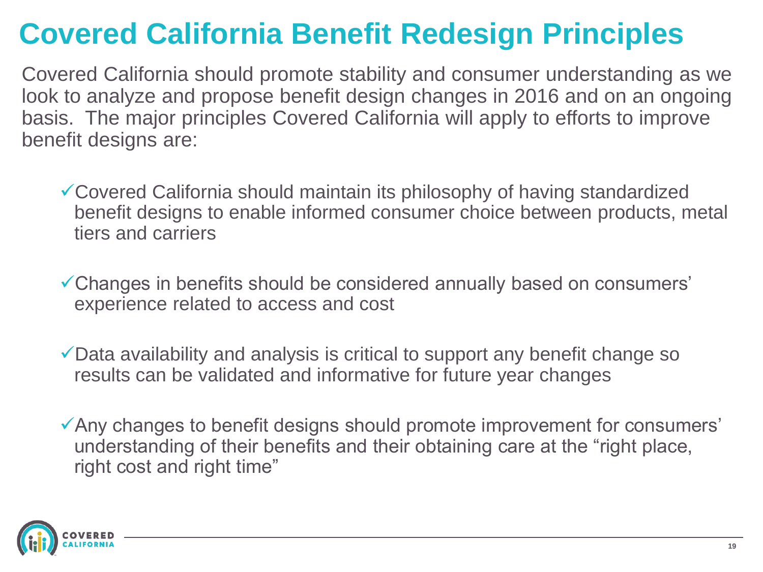# Covered California Benefit Redesign Principles

Covered California should promote stability and consumer understanding as we look to analyze and propose benefit design changes in 2016 and on an ongoing basis. The major principles Covered California will apply to efforts to improve benefit designs are:

- ✓ Covered California should maintain its philosophy of having standardized benefit designs to enable informed consumer choice between products, metal tiers and carriers
- ✓ Changes in benefits should be considered annually based on consumers' experience related to access and cost
- ✓ Data availability and analysis is critical to support any benefit change so results can be validated and informative for future year changes
- ✓ Any changes to benefit designs should promote improvement for consumers' understanding of their benefits and their obtaining care at the "right place, right cost and right time"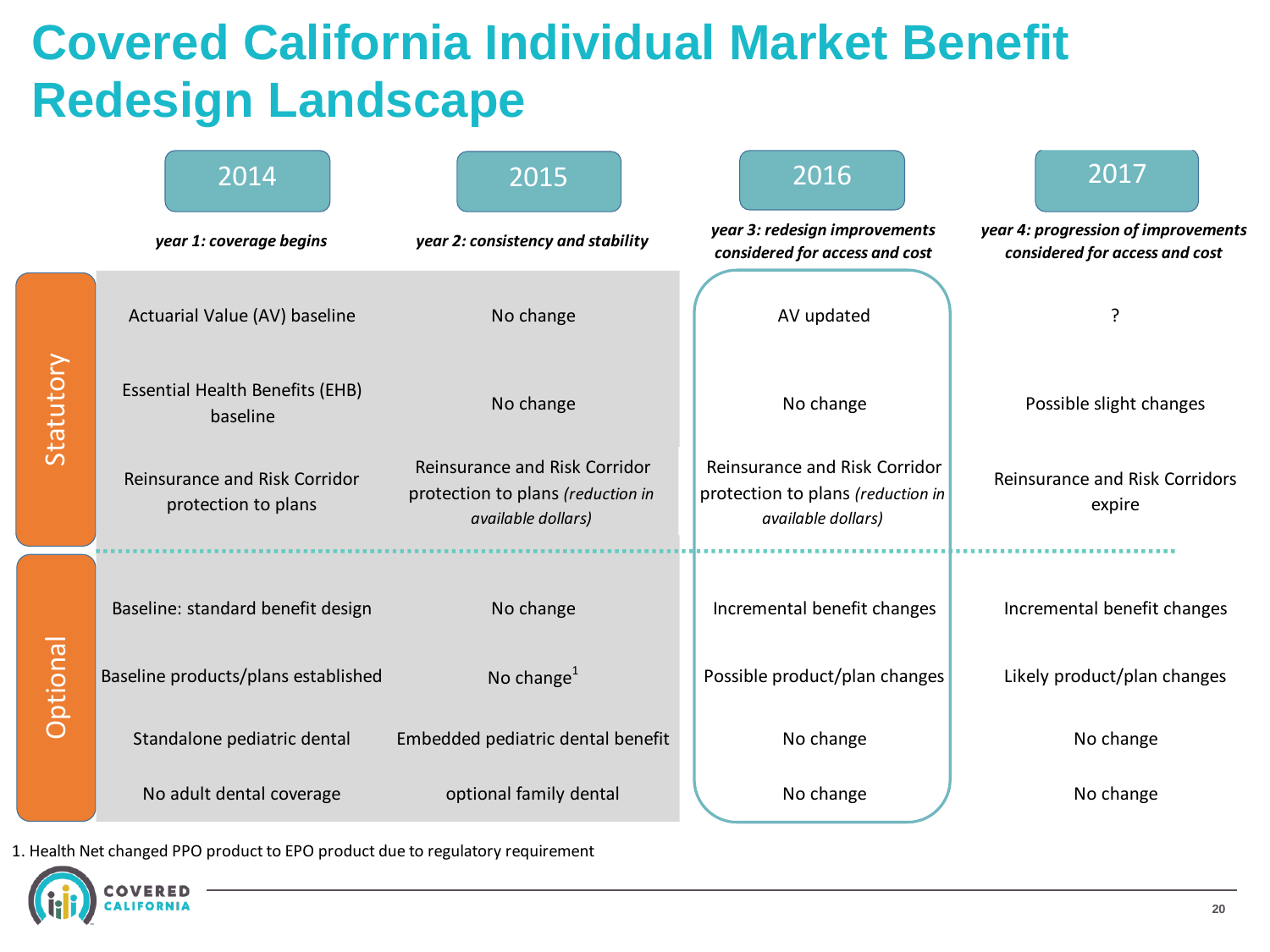# Covered California Individual Market Benefit Redesign Landscape

| | 2014 | 2015 | 2016 | 2017 |
|---|---|---|---|---|
| | *year 1: coverage begins* | *year 2: consistency and stability* | *year 3: redesign improvements considered for access and cost* | *year 4: progression of improvements considered for access and cost* |
| **Statutory** | Actuarial Value (AV) baseline | No change | AV updated | ? |
| | Essential Health Benefits (EHB) baseline | No change | No change | Possible slight changes |
| | Reinsurance and Risk Corridor protection to plans | Reinsurance and Risk Corridor protection to plans *(reduction in available dollars)* | Reinsurance and Risk Corridor protection to plans *(reduction in available dollars)* | Reinsurance and Risk Corridors expire |
| **Optional** | Baseline: standard benefit design | No change | Incremental benefit changes | Incremental benefit changes |
| | Baseline products/plans established | No change[1] | Possible product/plan changes | Likely product/plan changes |
| | Standalone pediatric dental | Embedded pediatric dental benefit | No change | No change |
| | No adult dental coverage | optional family dental | No change | No change |

1. Health Net changed PPO product to EPO product due to regulatory requirement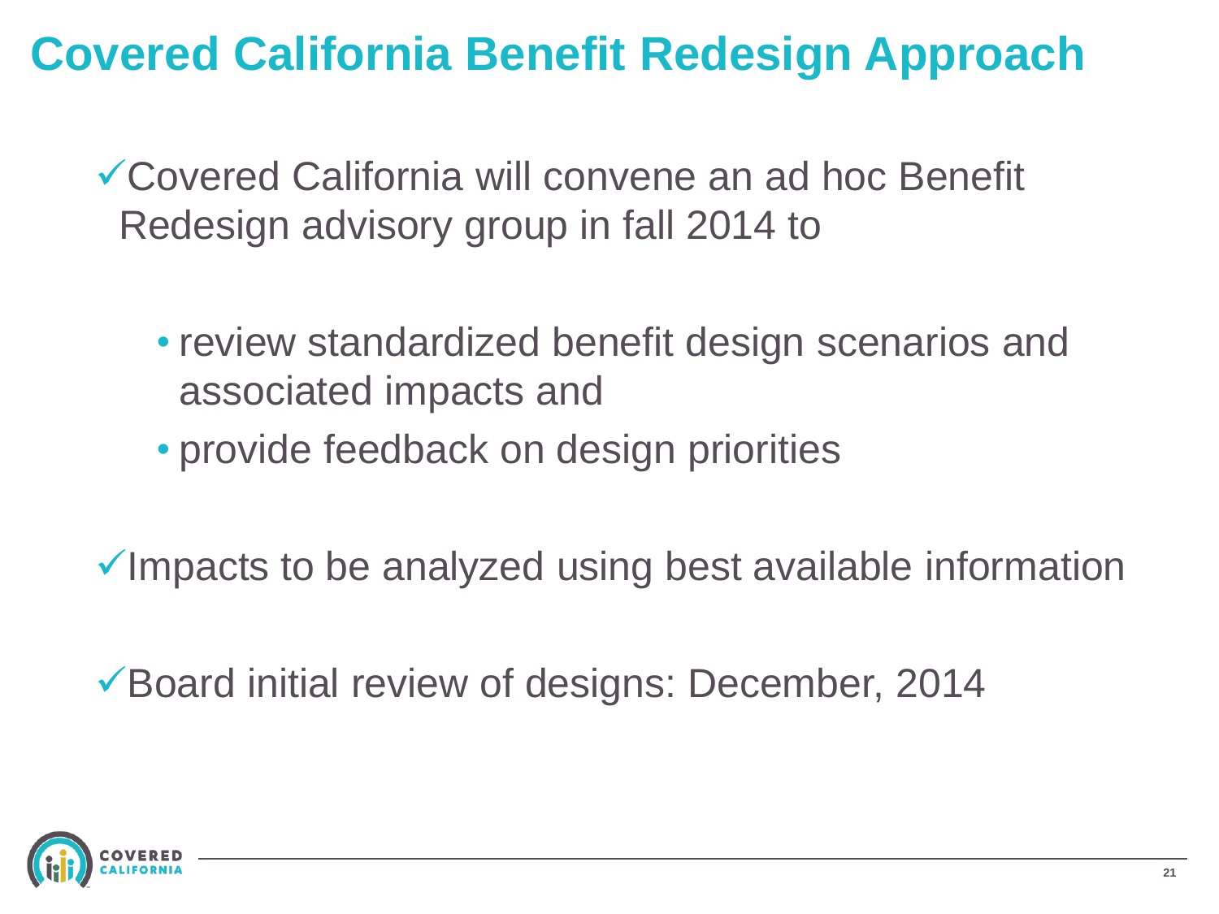# Covered California Benefit Redesign Approach

- ✓Covered California will convene an ad hoc Benefit Redesign advisory group in fall 2014 to
  - review standardized benefit design scenarios and associated impacts and
  - provide feedback on design priorities
- ✓Impacts to be analyzed using best available information
- ✓Board initial review of designs: December, 2014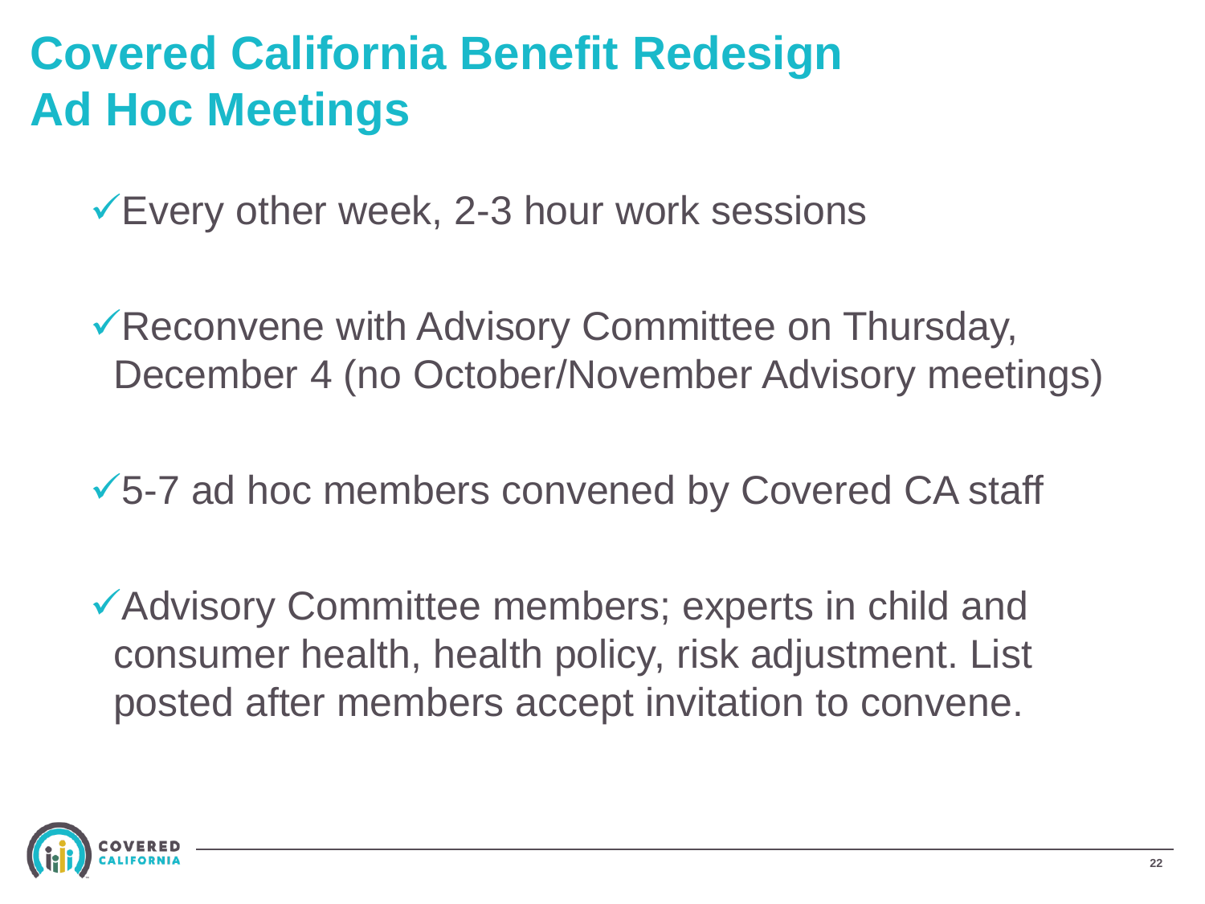# Covered California Benefit Redesign Ad Hoc Meetings

- ✓Every other week, 2-3 hour work sessions
- ✓Reconvene with Advisory Committee on Thursday, December 4 (no October/November Advisory meetings)
- ✓5-7 ad hoc members convened by Covered CA staff
- ✓Advisory Committee members; experts in child and consumer health, health policy, risk adjustment. List posted after members accept invitation to convene.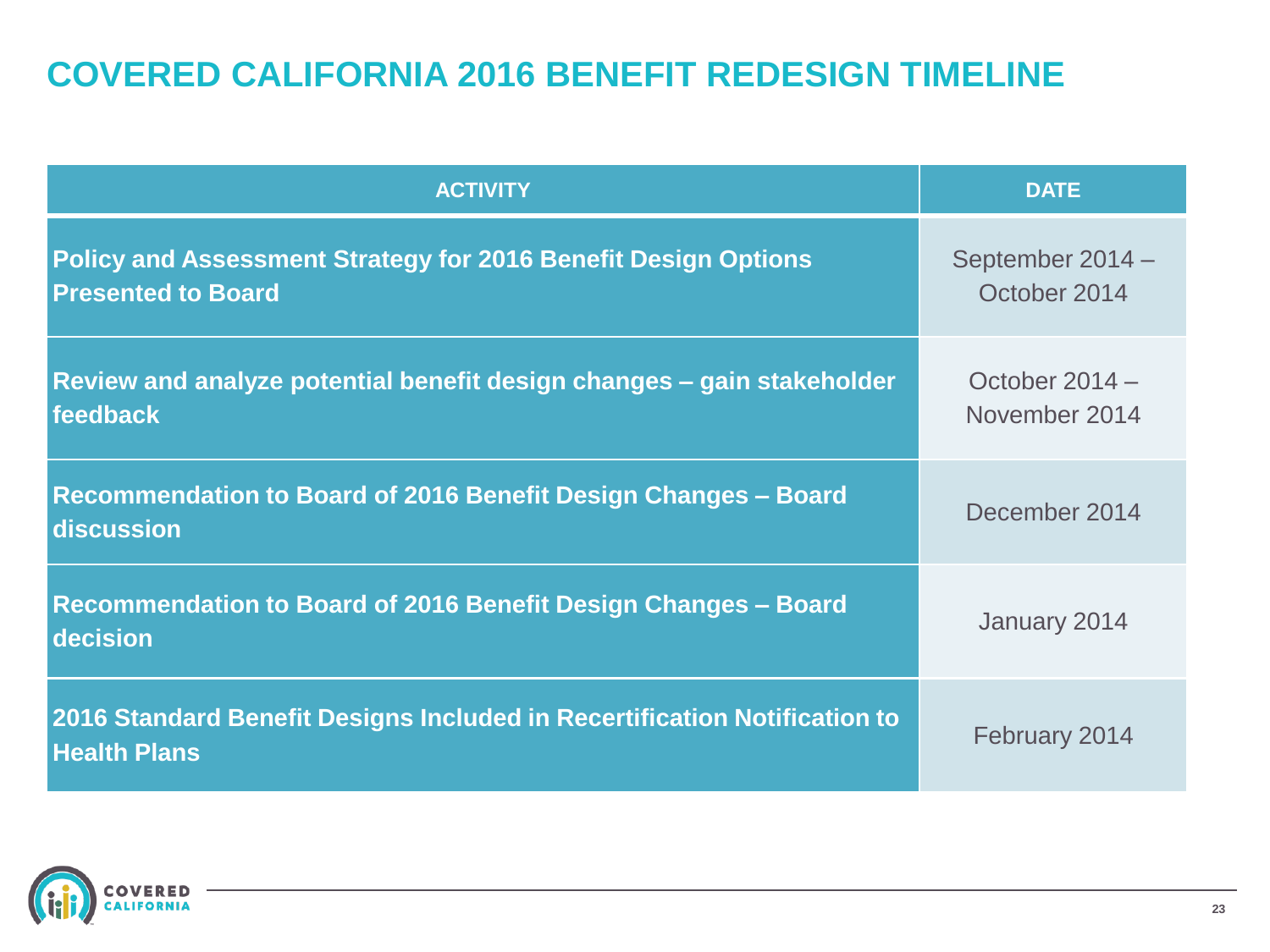# COVERED CALIFORNIA 2016 BENEFIT REDESIGN TIMELINE

| ACTIVITY | DATE |
| --- | --- |
| **Policy and Assessment Strategy for 2016 Benefit Design Options Presented to Board** | September 2014 – October 2014 |
| **Review and analyze potential benefit design changes – gain stakeholder feedback** | October 2014 – November 2014 |
| **Recommendation to Board of 2016 Benefit Design Changes – Board discussion** | December 2014 |
| **Recommendation to Board of 2016 Benefit Design Changes – Board decision** | January 2014 |
| **2016 Standard Benefit Designs Included in Recertification Notification to Health Plans** | February 2014 |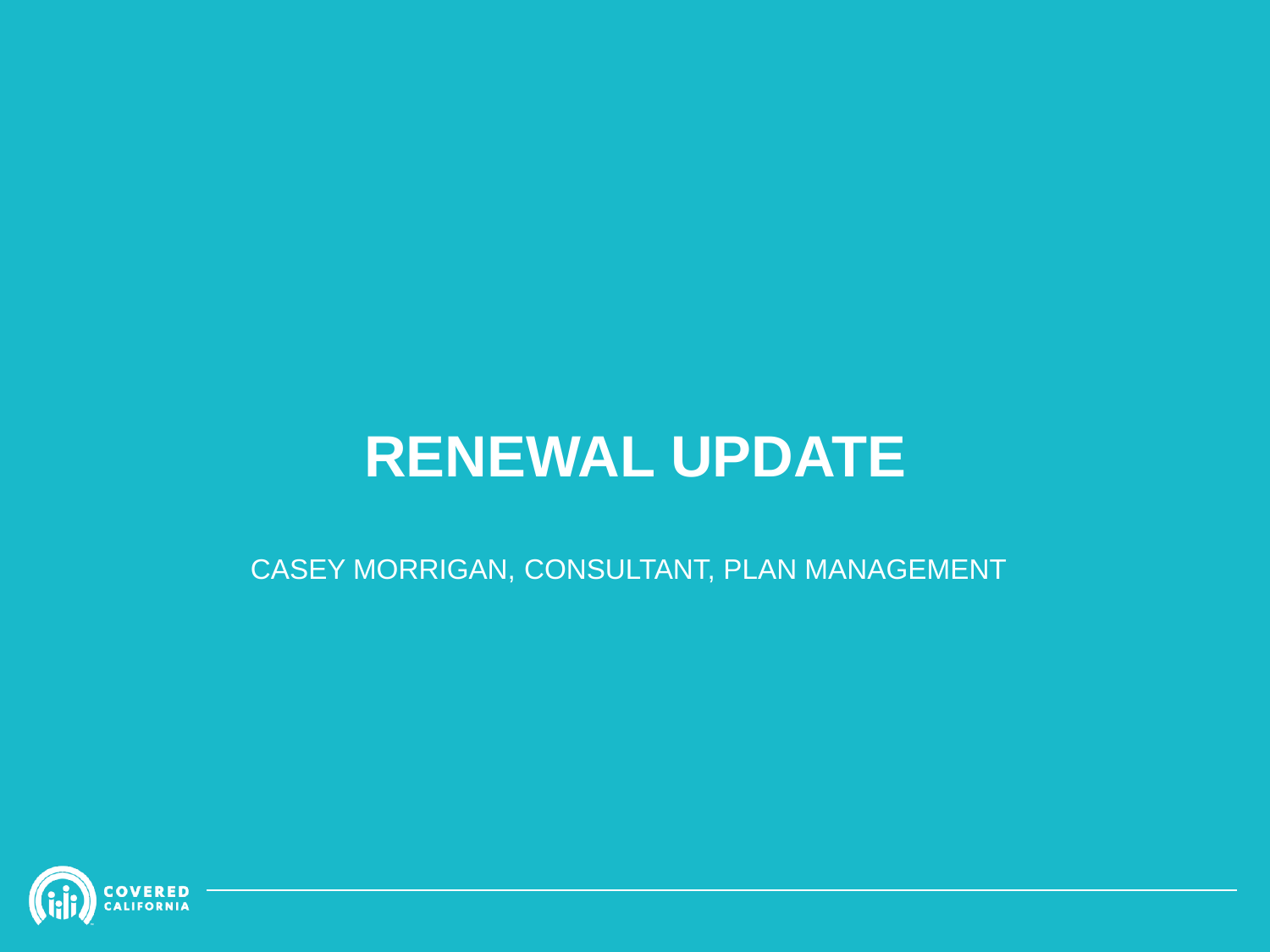# RENEWAL UPDATE

CASEY MORRIGAN, CONSULTANT, PLAN MANAGEMENT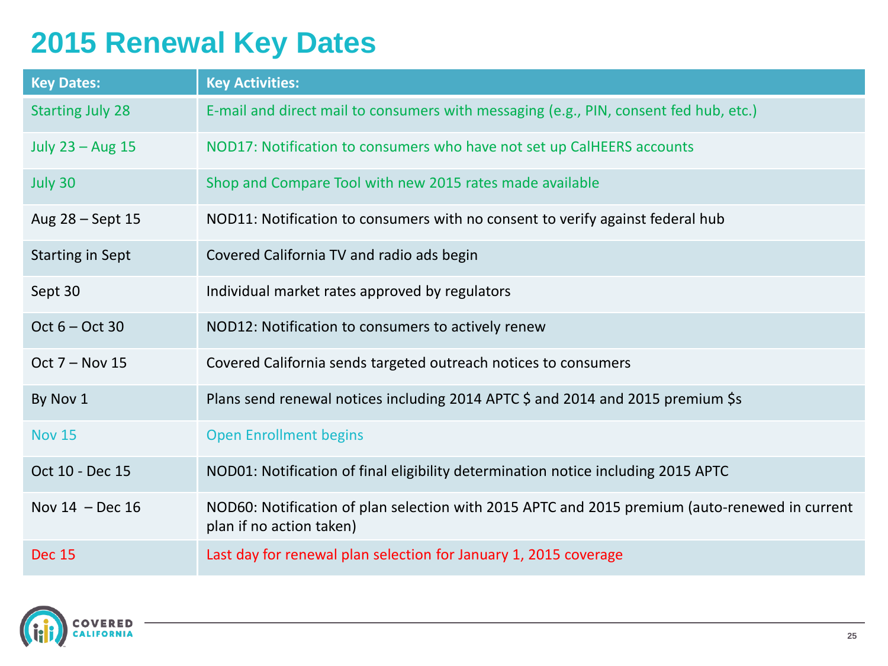# 2015 Renewal Key Dates

| Key Dates: | Key Activities: |
|---|---|
| Starting July 28 | E-mail and direct mail to consumers with messaging (e.g., PIN, consent fed hub, etc.) |
| July 23 – Aug 15 | NOD17: Notification to consumers who have not set up CalHEERS accounts |
| July 30 | Shop and Compare Tool with new 2015 rates made available |
| Aug 28 – Sept 15 | NOD11: Notification to consumers with no consent to verify against federal hub |
| Starting in Sept | Covered California TV and radio ads begin |
| Sept 30 | Individual market rates approved by regulators |
| Oct 6 – Oct 30 | NOD12: Notification to consumers to actively renew |
| Oct 7 – Nov 15 | Covered California sends targeted outreach notices to consumers |
| By Nov 1 | Plans send renewal notices including 2014 APTC $ and 2014 and 2015 premium $s |
| Nov 15 | Open Enrollment begins |
| Oct 10 - Dec 15 | NOD01: Notification of final eligibility determination notice including 2015 APTC |
| Nov 14 – Dec 16 | NOD60: Notification of plan selection with 2015 APTC and 2015 premium (auto-renewed in current plan if no action taken) |
| Dec 15 | Last day for renewal plan selection for January 1, 2015 coverage |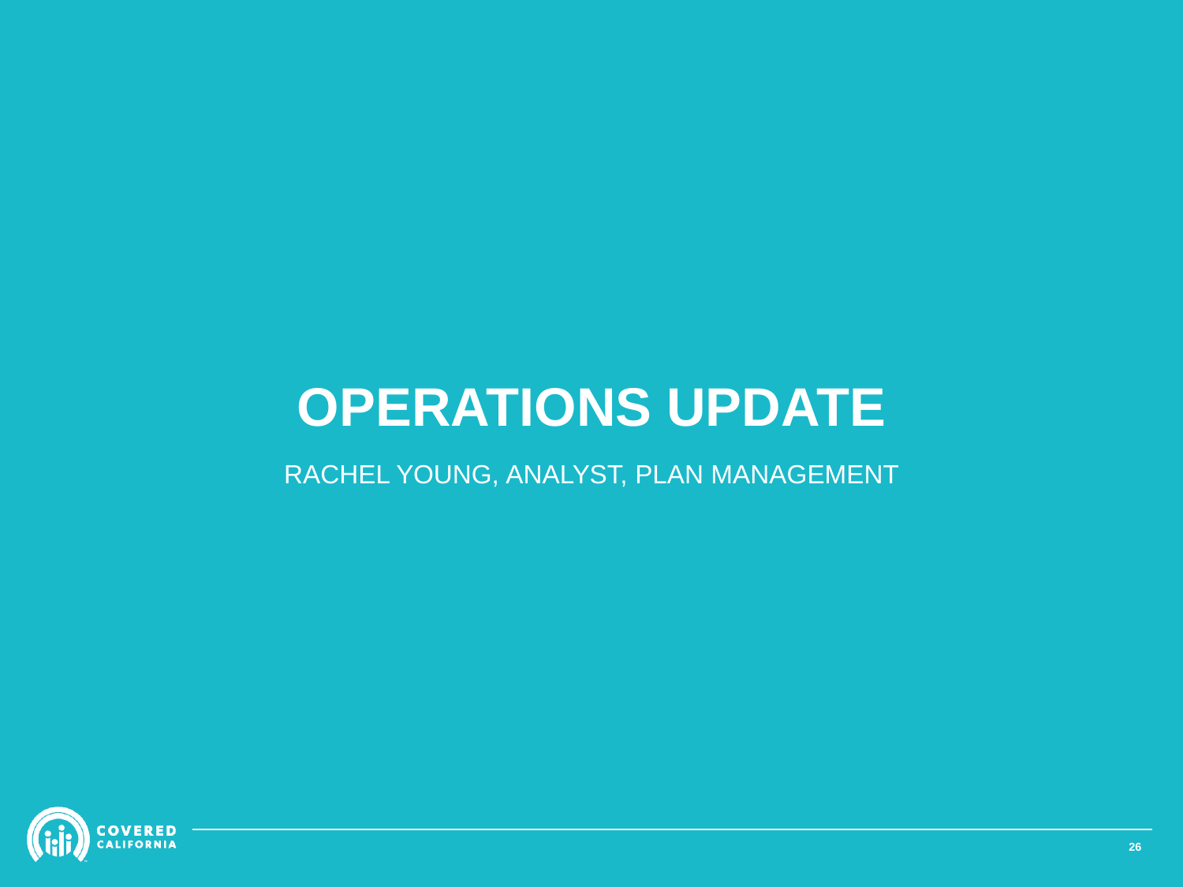# OPERATIONS UPDATE

RACHEL YOUNG, ANALYST, PLAN MANAGEMENT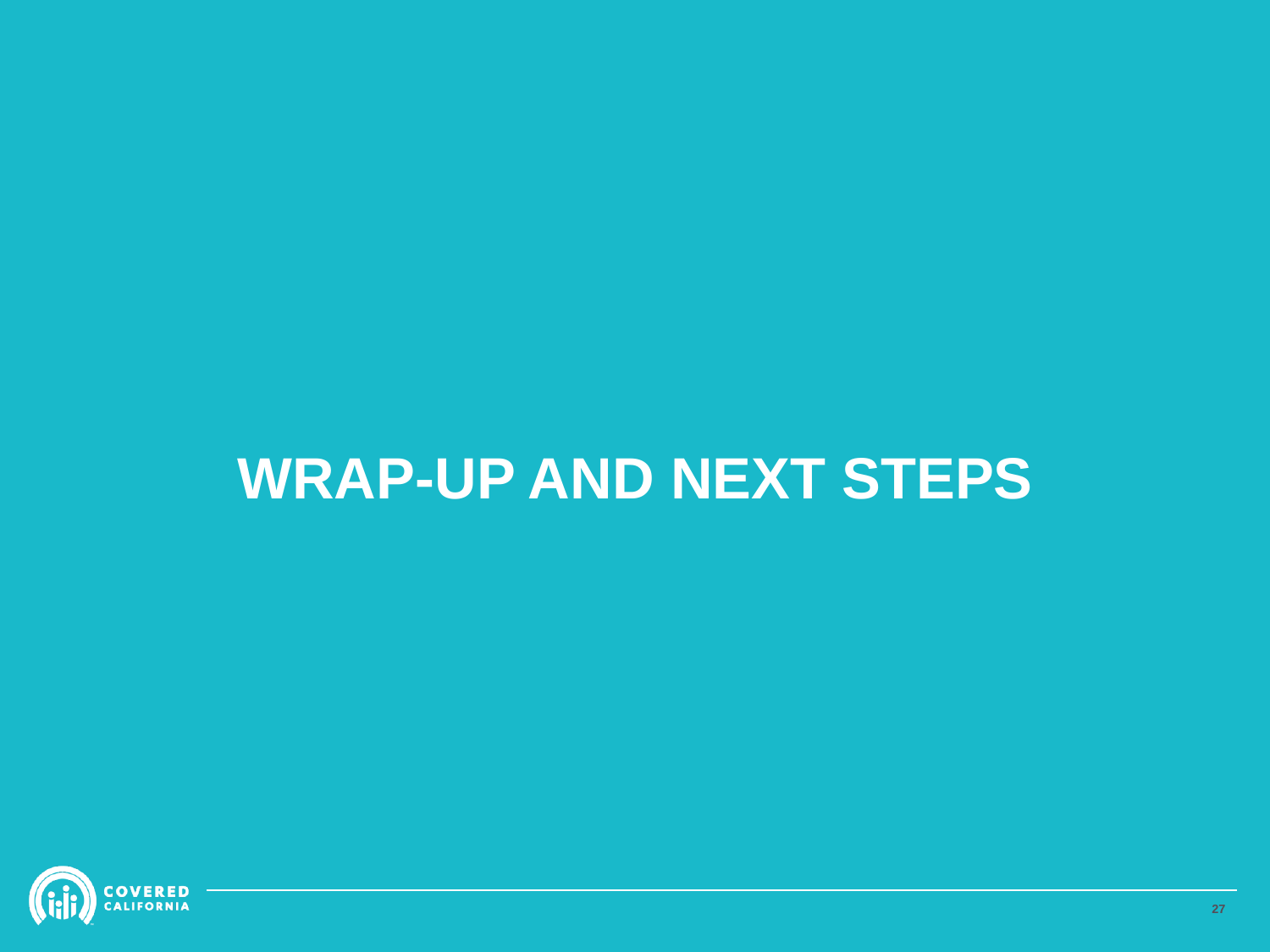# WRAP-UP AND NEXT STEPS